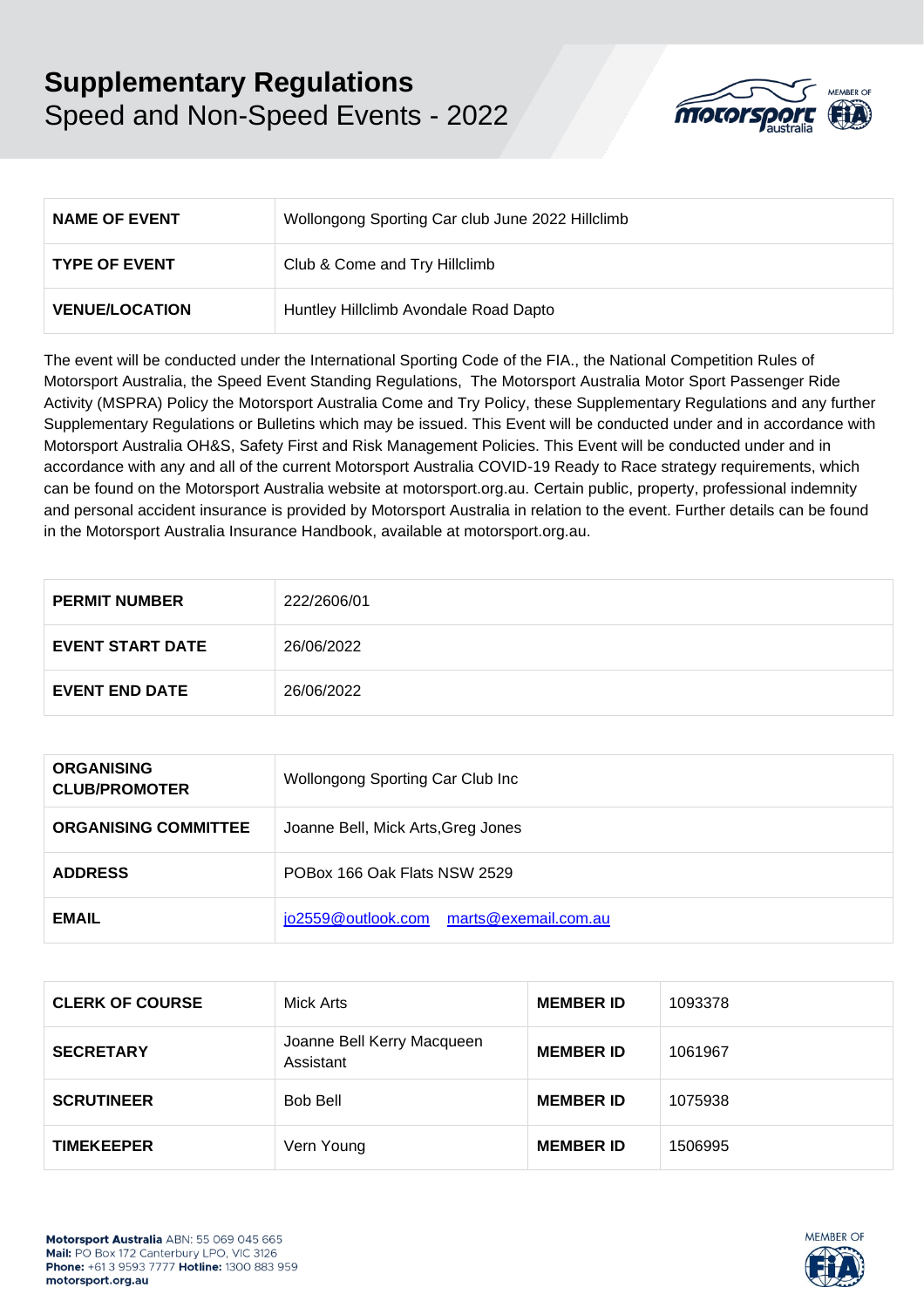# Supplementary Regulations

Speed and Non-Speed Events - 2022

| NAME OF EVENT | Wollongong Sporting Car club June 2022 Hillclimb |
|---|---|
| TYPE OF EVENT | Club & Come and Try Hillclimb |
| VENUE/LOCATION | Huntley Hillclimb Avondale Road Dapto |

The event will be conducted under the International Sporting Code of the FIA., the National Competition Rules of Motorsport Australia, the Speed Event Standing Regulations, The Motorsport Australia Motor Sport Passenger Ride Activity (MSPRA) Policy the Motorsport Australia Come and Try Policy, these Supplementary Regulations and any further Supplementary Regulations or Bulletins which may be issued. This Event will be conducted under and in accordance with Motorsport Australia OH&S, Safety First and Risk Management Policies. This Event will be conducted under and in accordance with any and all of the current Motorsport Australia COVID-19 Ready to Race strategy requirements, which can be found on the Motorsport Australia website at motorsport.org.au. Certain public, property, professional indemnity and personal accident insurance is provided by Motorsport Australia in relation to the event. Further details can be found in the Motorsport Australia Insurance Handbook, available at motorsport.org.au.

| PERMIT NUMBER | 222/2606/01 |
|---|---|
| EVENT START DATE | 26/06/2022 |
| EVENT END DATE | 26/06/2022 |

| ORGANISING CLUB/PROMOTER | Wollongong Sporting Car Club Inc |
|---|---|
| ORGANISING COMMITTEE | Joanne Bell, Mick Arts,Greg Jones |
| ADDRESS | POBox 166 Oak Flats NSW 2529 |
| EMAIL | jo2559@outlook.com marts@exemail.com.au |

| CLERK OF COURSE | Mick Arts | MEMBER ID | 1093378 |
|---|---|---|---|
| SECRETARY | Joanne Bell Kerry Macqueen Assistant | MEMBER ID | 1061967 |
| SCRUTINEER | Bob Bell | MEMBER ID | 1075938 |
| TIMEKEEPER | Vern Young | MEMBER ID | 1506995 |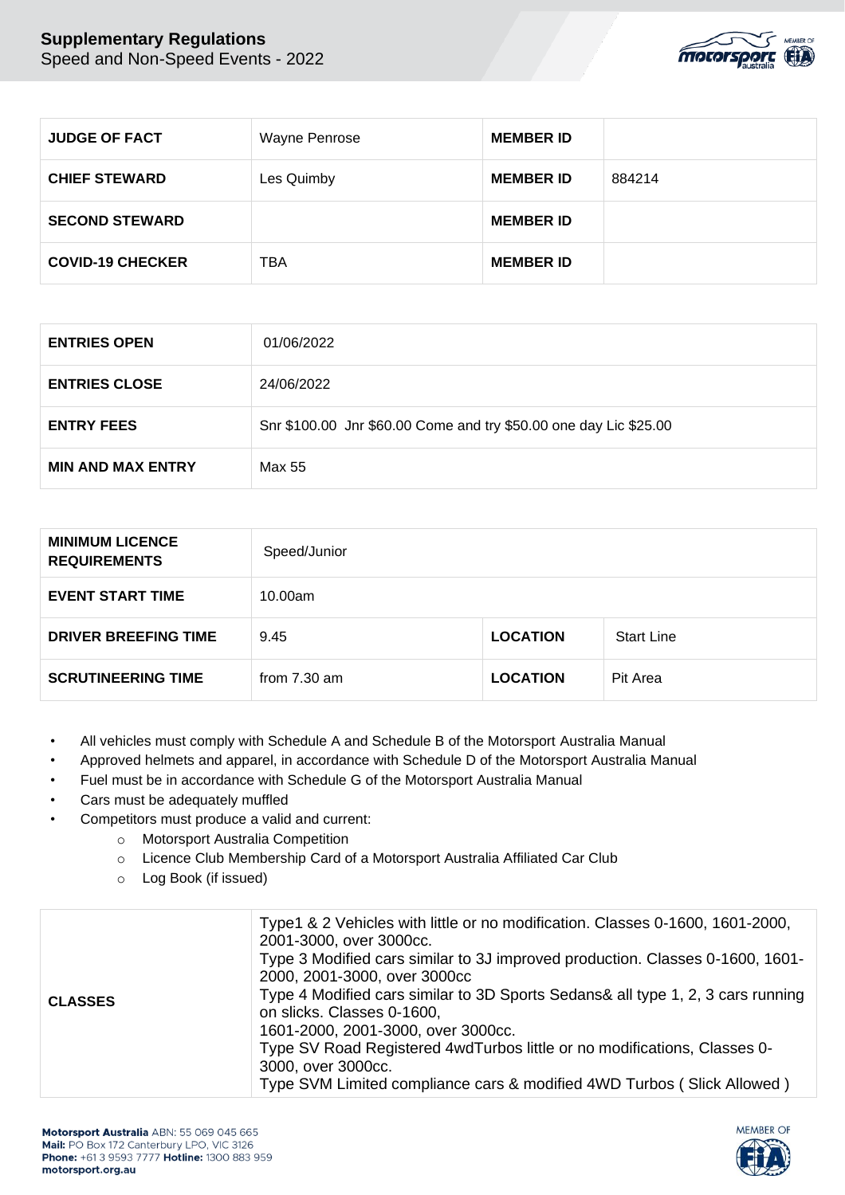| JUDGE OF FACT | Wayne Penrose | MEMBER ID | |
|---|---|---|---|
| CHIEF STEWARD | Les Quimby | MEMBER ID | 884214 |
| SECOND STEWARD | | MEMBER ID | |
| COVID-19 CHECKER | TBA | MEMBER ID | |

| ENTRIES OPEN | 01/06/2022 |
|---|---|
| ENTRIES CLOSE | 24/06/2022 |
| ENTRY FEES | Snr $100.00 Jnr $60.00 Come and try $50.00 one day Lic $25.00 |
| MIN AND MAX ENTRY | Max 55 |

| MINIMUM LICENCE REQUIREMENTS | Speed/Junior | | |
|---|---|---|---|
| EVENT START TIME | 10.00am | | |
| DRIVER BREEFING TIME | 9.45 | LOCATION | Start Line |
| SCRUTINEERING TIME | from 7.30 am | LOCATION | Pit Area |

- All vehicles must comply with Schedule A and Schedule B of the Motorsport Australia Manual
- Approved helmets and apparel, in accordance with Schedule D of the Motorsport Australia Manual
- Fuel must be in accordance with Schedule G of the Motorsport Australia Manual
- Cars must be adequately muffled
- Competitors must produce a valid and current:
  - Motorsport Australia Competition
  - Licence Club Membership Card of a Motorsport Australia Affiliated Car Club
  - Log Book (if issued)

| CLASSES | Type1 & 2 Vehicles with little or no modification. Classes 0-1600, 1601-2000, 2001-3000, over 3000cc.<br>Type 3 Modified cars similar to 3J improved production. Classes 0-1600, 1601-2000, 2001-3000, over 3000cc<br>Type 4 Modified cars similar to 3D Sports Sedans& all type 1, 2, 3 cars running on slicks. Classes 0-1600,<br>1601-2000, 2001-3000, over 3000cc.<br>Type SV Road Registered 4wdTurbos little or no modifications, Classes 0-3000, over 3000cc.<br>Type SVM Limited compliance cars & modified 4WD Turbos ( Slick Allowed ) |
|---|---|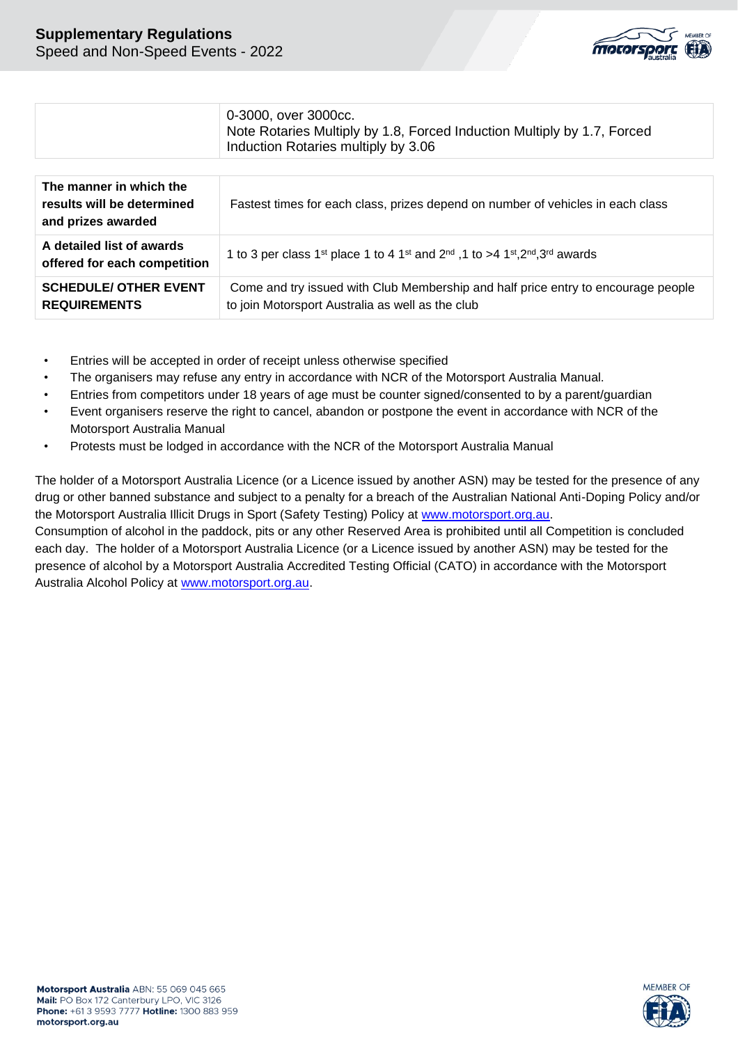| | |
|---|---|
| | 0-3000, over 3000cc. Note Rotaries Multiply by 1.8, Forced Induction Multiply by 1.7, Forced Induction Rotaries multiply by 3.06 |

| | |
|---|---|
| **The manner in which the results will be determined and prizes awarded** | Fastest times for each class, prizes depend on number of vehicles in each class |
| **A detailed list of awards offered for each competition** | 1 to 3 per class 1st place 1 to 4 1st and 2nd ,1 to >4 1st,2nd,3rd awards |
| **SCHEDULE/ OTHER EVENT REQUIREMENTS** | Come and try issued with Club Membership and half price entry to encourage people to join Motorsport Australia as well as the club |

- Entries will be accepted in order of receipt unless otherwise specified
- The organisers may refuse any entry in accordance with NCR of the Motorsport Australia Manual.
- Entries from competitors under 18 years of age must be counter signed/consented to by a parent/guardian
- Event organisers reserve the right to cancel, abandon or postpone the event in accordance with NCR of the Motorsport Australia Manual
- Protests must be lodged in accordance with the NCR of the Motorsport Australia Manual

The holder of a Motorsport Australia Licence (or a Licence issued by another ASN) may be tested for the presence of any drug or other banned substance and subject to a penalty for a breach of the Australian National Anti-Doping Policy and/or the Motorsport Australia Illicit Drugs in Sport (Safety Testing) Policy at www.motorsport.org.au.
Consumption of alcohol in the paddock, pits or any other Reserved Area is prohibited until all Competition is concluded each day. The holder of a Motorsport Australia Licence (or a Licence issued by another ASN) may be tested for the presence of alcohol by a Motorsport Australia Accredited Testing Official (CATO) in accordance with the Motorsport Australia Alcohol Policy at www.motorsport.org.au.